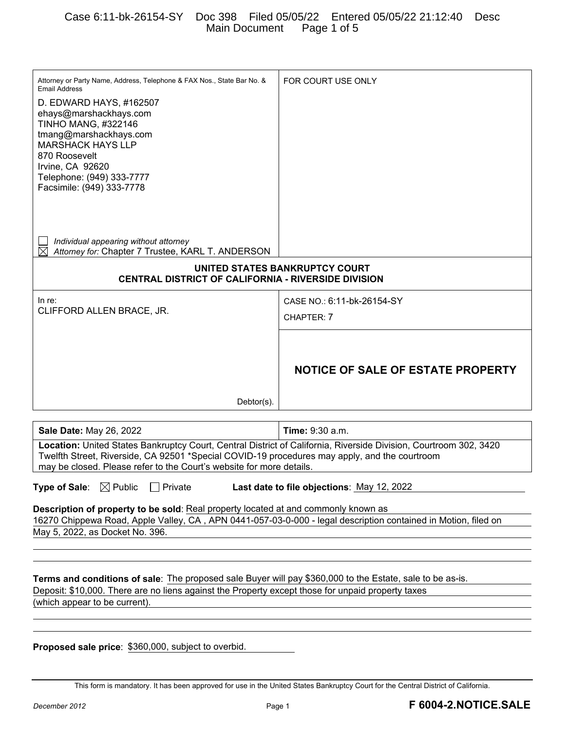| Attorney or Party Name, Address, Telephone & FAX Nos., State Bar No. & Email Address | FOR COURT USE ONLY |
|---|---|
| D. EDWARD HAYS, #162507<br>ehays@marshackhays.com<br>TINHO MANG, #322146<br>tmang@marshackhays.com<br>MARSHACK HAYS LLP<br>870 Roosevelt<br>Irvine, CA 92620<br>Telephone: (949) 333-7777<br>Facsimile: (949) 333-7778<br><br>☐ *Individual appearing without attorney*<br>☒ *Attorney for:* Chapter 7 Trustee, KARL T. ANDERSON | |

**UNITED STATES BANKRUPTCY COURT**
**CENTRAL DISTRICT OF CALIFORNIA - RIVERSIDE DIVISION**

| In re: CLIFFORD ALLEN BRACE, JR.<br><br>Debtor(s). | CASE NO.: 6:11-bk-26154-SY<br>CHAPTER: 7<br><br>**NOTICE OF SALE OF ESTATE PROPERTY** |
|---|---|

| **Sale Date:** May 26, 2022 | **Time:** 9:30 a.m. |
|---|---|
| **Location:** United States Bankruptcy Court, Central District of California, Riverside Division, Courtroom 302, 3420 Twelfth Street, Riverside, CA 92501 *Special COVID-19 procedures may apply, and the courtroom may be closed. Please refer to the Court's website for more details. | |

**Type of Sale**: ☒ Public ☐ Private **Last date to file objections**: May 12, 2022

**Description of property to be sold**: Real property located at and commonly known as 16270 Chippewa Road, Apple Valley, CA , APN 0441-057-03-0-000 - legal description contained in Motion, filed on May 5, 2022, as Docket No. 396.

**Terms and conditions of sale**: The proposed sale Buyer will pay $360,000 to the Estate, sale to be as-is. Deposit: $10,000. There are no liens against the Property except those for unpaid property taxes (which appear to be current).

**Proposed sale price**: $360,000, subject to overbid.

This form is mandatory. It has been approved for use in the United States Bankruptcy Court for the Central District of California.

December 2012 **F 6004-2.NOTICE.SALE**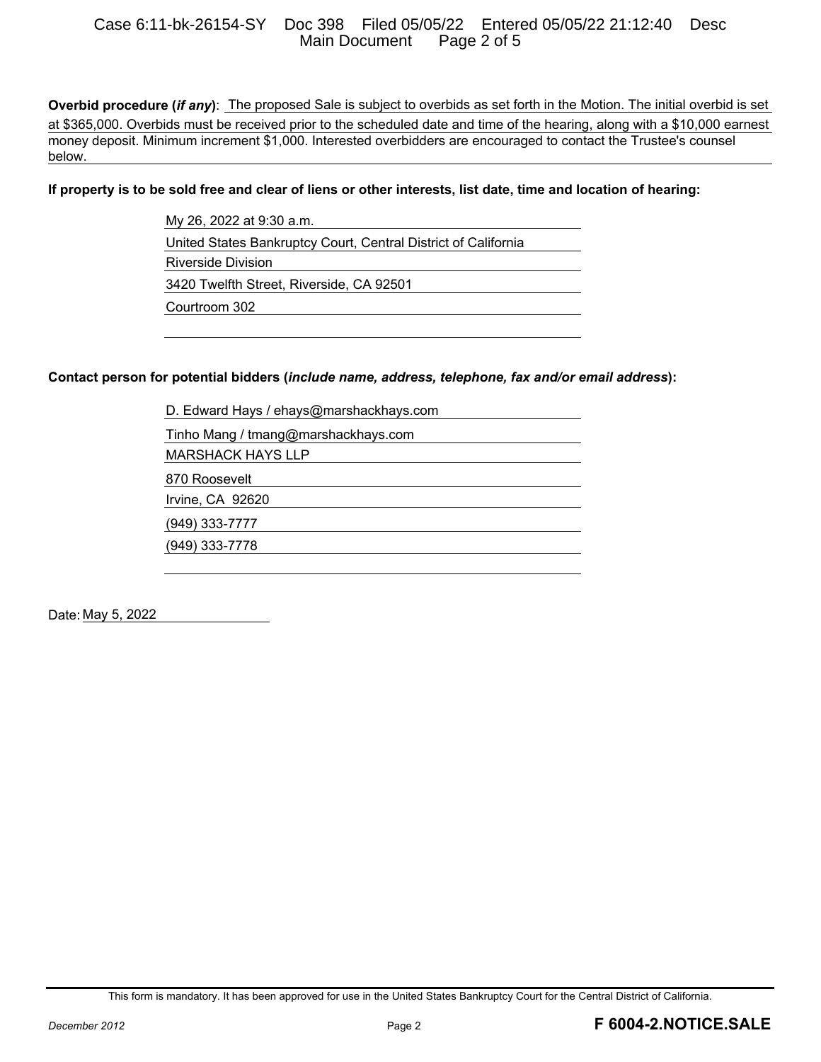**Overbid procedure (*if any*)**: The proposed Sale is subject to overbids as set forth in the Motion. The initial overbid is set at $365,000. Overbids must be received prior to the scheduled date and time of the hearing, along with a $10,000 earnest money deposit. Minimum increment $1,000. Interested overbidders are encouraged to contact the Trustee's counsel below.

**If property is to be sold free and clear of liens or other interests, list date, time and location of hearing:**

My 26, 2022 at 9:30 a.m.
United States Bankruptcy Court, Central District of California
Riverside Division
3420 Twelfth Street, Riverside, CA 92501
Courtroom 302

**Contact person for potential bidders (*include name, address, telephone, fax and/or email address*):**

D. Edward Hays / ehays@marshackhays.com
Tinho Mang / tmang@marshackhays.com
MARSHACK HAYS LLP
870 Roosevelt
Irvine, CA 92620
(949) 333-7777
(949) 333-7778

Date: May 5, 2022

This form is mandatory. It has been approved for use in the United States Bankruptcy Court for the Central District of California.

December 2012 **F 6004-2.NOTICE.SALE**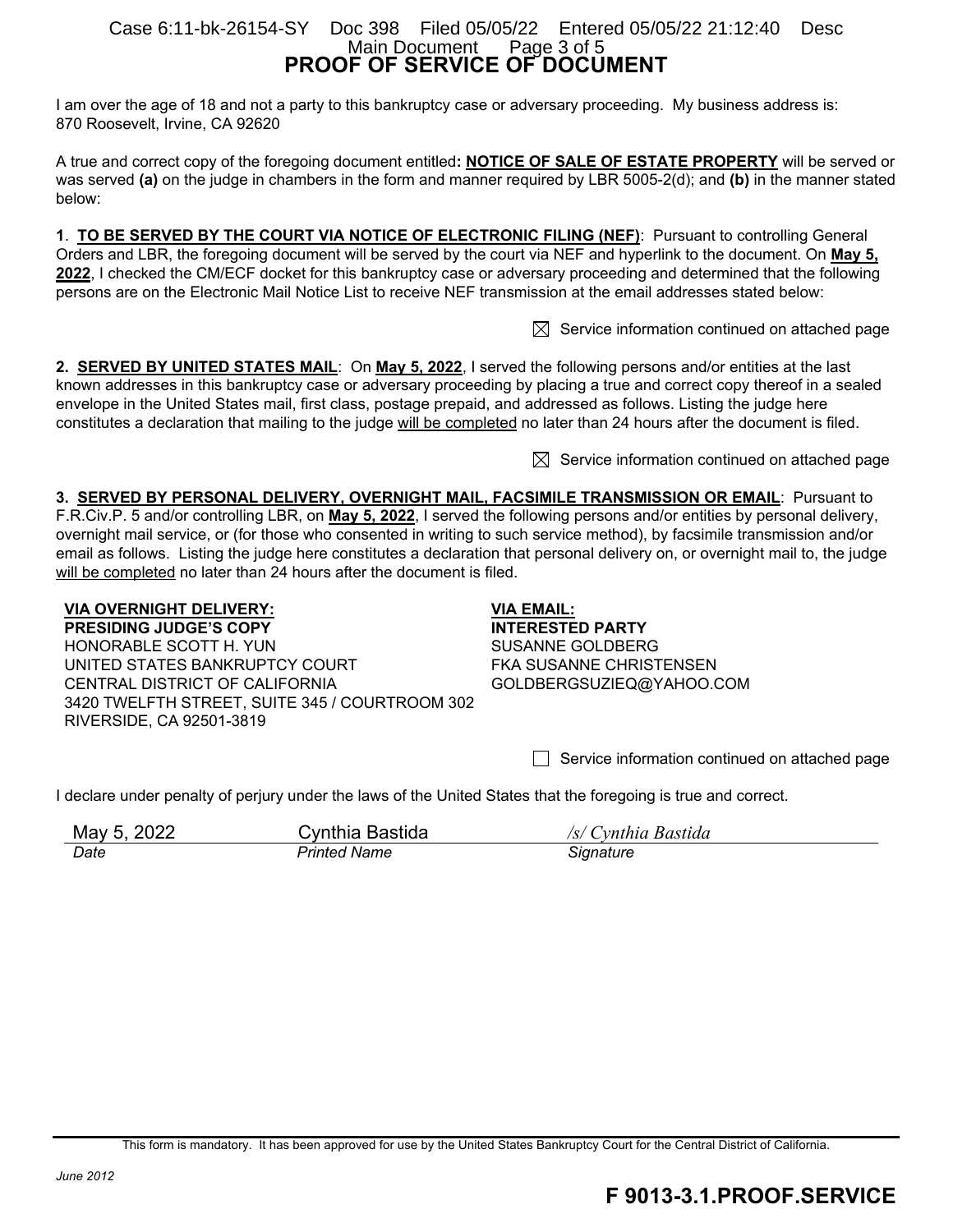# PROOF OF SERVICE OF DOCUMENT

I am over the age of 18 and not a party to this bankruptcy case or adversary proceeding. My business address is: 870 Roosevelt, Irvine, CA 92620

A true and correct copy of the foregoing document entitled: **NOTICE OF SALE OF ESTATE PROPERTY** will be served or was served **(a)** on the judge in chambers in the form and manner required by LBR 5005-2(d); and **(b)** in the manner stated below:

**1. TO BE SERVED BY THE COURT VIA NOTICE OF ELECTRONIC FILING (NEF)**: Pursuant to controlling General Orders and LBR, the foregoing document will be served by the court via NEF and hyperlink to the document. On **May 5, 2022**, I checked the CM/ECF docket for this bankruptcy case or adversary proceeding and determined that the following persons are on the Electronic Mail Notice List to receive NEF transmission at the email addresses stated below:

☒ Service information continued on attached page

**2. SERVED BY UNITED STATES MAIL**: On **May 5, 2022**, I served the following persons and/or entities at the last known addresses in this bankruptcy case or adversary proceeding by placing a true and correct copy thereof in a sealed envelope in the United States mail, first class, postage prepaid, and addressed as follows. Listing the judge here constitutes a declaration that mailing to the judge will be completed no later than 24 hours after the document is filed.

☒ Service information continued on attached page

**3. SERVED BY PERSONAL DELIVERY, OVERNIGHT MAIL, FACSIMILE TRANSMISSION OR EMAIL**: Pursuant to F.R.Civ.P. 5 and/or controlling LBR, on **May 5, 2022**, I served the following persons and/or entities by personal delivery, overnight mail service, or (for those who consented in writing to such service method), by facsimile transmission and/or email as follows. Listing the judge here constitutes a declaration that personal delivery on, or overnight mail to, the judge will be completed no later than 24 hours after the document is filed.

**VIA OVERNIGHT DELIVERY:**
**PRESIDING JUDGE'S COPY**
HONORABLE SCOTT H. YUN
UNITED STATES BANKRUPTCY COURT
CENTRAL DISTRICT OF CALIFORNIA
3420 TWELFTH STREET, SUITE 345 / COURTROOM 302
RIVERSIDE, CA 92501-3819

**VIA EMAIL:**
**INTERESTED PARTY**
SUSANNE GOLDBERG
FKA SUSANNE CHRISTENSEN
GOLDBERGSUZIEQ@YAHOO.COM

☐ Service information continued on attached page

I declare under penalty of perjury under the laws of the United States that the foregoing is true and correct.

| May 5, 2022 | Cynthia Bastida | */s/ Cynthia Bastida* |
|---|---|---|
| *Date* | *Printed Name* | *Signature* |

This form is mandatory. It has been approved for use by the United States Bankruptcy Court for the Central District of California.

June 2012

**F 9013-3.1.PROOF.SERVICE**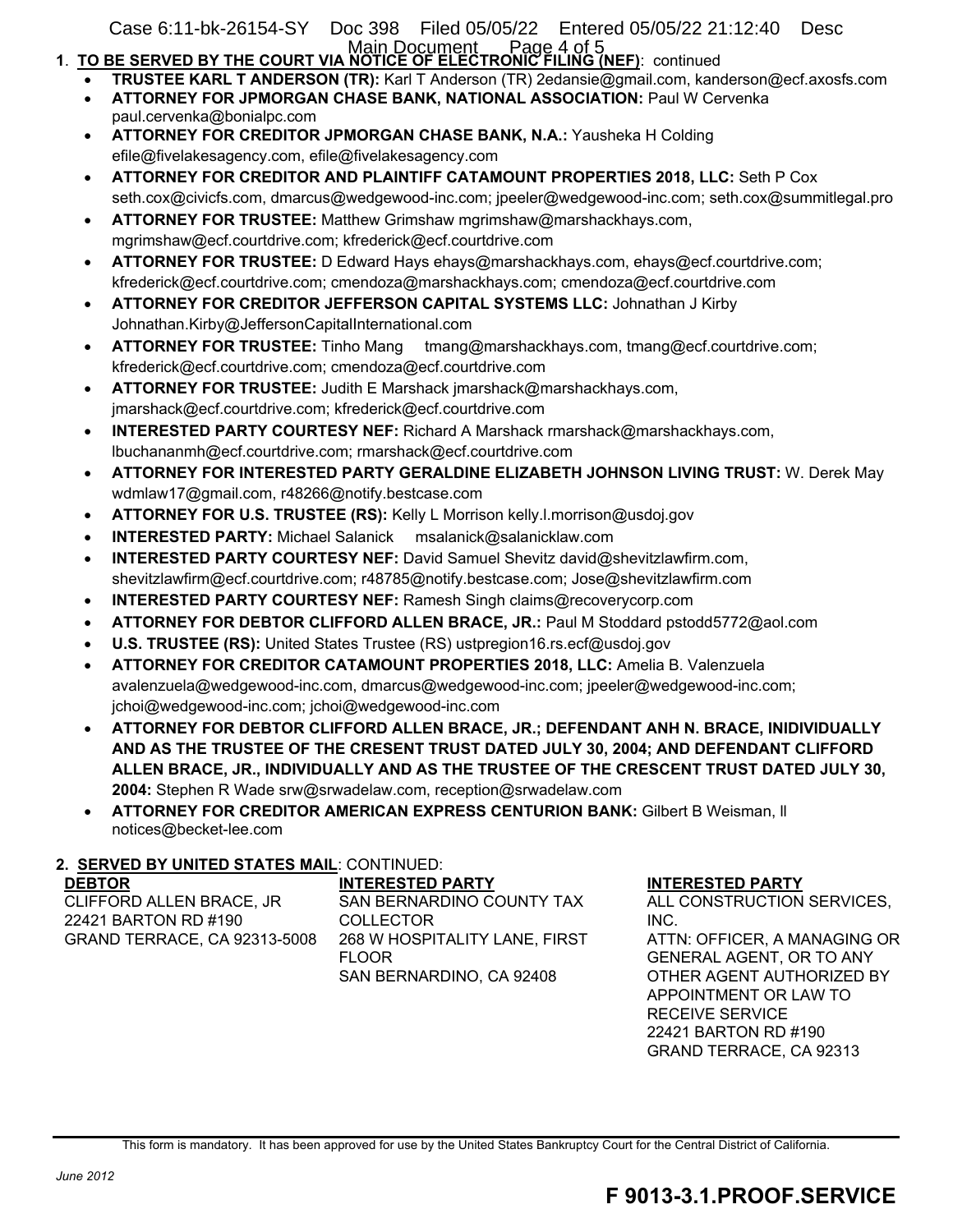**1. TO BE SERVED BY THE COURT VIA NOTICE OF ELECTRONIC FILING (NEF)**: continued

- **TRUSTEE KARL T ANDERSON (TR):** Karl T Anderson (TR) 2edansie@gmail.com, kanderson@ecf.axosfs.com
- **ATTORNEY FOR JPMORGAN CHASE BANK, NATIONAL ASSOCIATION:** Paul W Cervenka paul.cervenka@bonialpc.com
- **ATTORNEY FOR CREDITOR JPMORGAN CHASE BANK, N.A.:** Yausheka H Colding efile@fivelakesagency.com, efile@fivelakesagency.com
- **ATTORNEY FOR CREDITOR AND PLAINTIFF CATAMOUNT PROPERTIES 2018, LLC:** Seth P Cox seth.cox@civicfs.com, dmarcus@wedgewood-inc.com; jpeeler@wedgewood-inc.com; seth.cox@summitlegal.pro
- **ATTORNEY FOR TRUSTEE:** Matthew Grimshaw mgrimshaw@marshackhays.com, mgrimshaw@ecf.courtdrive.com; kfrederick@ecf.courtdrive.com
- **ATTORNEY FOR TRUSTEE:** D Edward Hays ehays@marshackhays.com, ehays@ecf.courtdrive.com; kfrederick@ecf.courtdrive.com; cmendoza@marshackhays.com; cmendoza@ecf.courtdrive.com
- **ATTORNEY FOR CREDITOR JEFFERSON CAPITAL SYSTEMS LLC:** Johnathan J Kirby Johnathan.Kirby@JeffersonCapitalInternational.com
- **ATTORNEY FOR TRUSTEE:** Tinho Mang tmang@marshackhays.com, tmang@ecf.courtdrive.com; kfrederick@ecf.courtdrive.com; cmendoza@ecf.courtdrive.com
- **ATTORNEY FOR TRUSTEE:** Judith E Marshack jmarshack@marshackhays.com, jmarshack@ecf.courtdrive.com; kfrederick@ecf.courtdrive.com
- **INTERESTED PARTY COURTESY NEF:** Richard A Marshack rmarshack@marshackhays.com, lbuchananmh@ecf.courtdrive.com; rmarshack@ecf.courtdrive.com
- **ATTORNEY FOR INTERESTED PARTY GERALDINE ELIZABETH JOHNSON LIVING TRUST:** W. Derek May wdmlaw17@gmail.com, r48266@notify.bestcase.com
- **ATTORNEY FOR U.S. TRUSTEE (RS):** Kelly L Morrison kelly.l.morrison@usdoj.gov
- **INTERESTED PARTY:** Michael Salanick msalanick@salanicklaw.com
- **INTERESTED PARTY COURTESY NEF:** David Samuel Shevitz david@shevitzlawfirm.com, shevitzlawfirm@ecf.courtdrive.com; r48785@notify.bestcase.com; Jose@shevitzlawfirm.com
- **INTERESTED PARTY COURTESY NEF:** Ramesh Singh claims@recoverycorp.com
- **ATTORNEY FOR DEBTOR CLIFFORD ALLEN BRACE, JR.:** Paul M Stoddard pstodd5772@aol.com
- **U.S. TRUSTEE (RS):** United States Trustee (RS) ustpregion16.rs.ecf@usdoj.gov
- **ATTORNEY FOR CREDITOR CATAMOUNT PROPERTIES 2018, LLC:** Amelia B. Valenzuela avalenzuela@wedgewood-inc.com, dmarcus@wedgewood-inc.com; jpeeler@wedgewood-inc.com; jchoi@wedgewood-inc.com; jchoi@wedgewood-inc.com
- **ATTORNEY FOR DEBTOR CLIFFORD ALLEN BRACE, JR.; DEFENDANT ANH N. BRACE, INIDIVIDUALLY AND AS THE TRUSTEE OF THE CRESENT TRUST DATED JULY 30, 2004; AND DEFENDANT CLIFFORD ALLEN BRACE, JR., INDIVIDUALLY AND AS THE TRUSTEE OF THE CRESCENT TRUST DATED JULY 30, 2004:** Stephen R Wade srw@srwadelaw.com, reception@srwadelaw.com
- **ATTORNEY FOR CREDITOR AMERICAN EXPRESS CENTURION BANK:** Gilbert B Weisman, ll notices@becket-lee.com

**2. SERVED BY UNITED STATES MAIL**: CONTINUED:

**DEBTOR**
CLIFFORD ALLEN BRACE, JR
22421 BARTON RD #190
GRAND TERRACE, CA 92313-5008

**INTERESTED PARTY**
SAN BERNARDINO COUNTY TAX COLLECTOR
268 W HOSPITALITY LANE, FIRST FLOOR
SAN BERNARDINO, CA 92408

**INTERESTED PARTY**
ALL CONSTRUCTION SERVICES, INC.
ATTN: OFFICER, A MANAGING OR GENERAL AGENT, OR TO ANY OTHER AGENT AUTHORIZED BY APPOINTMENT OR LAW TO RECEIVE SERVICE
22421 BARTON RD #190
GRAND TERRACE, CA 92313

This form is mandatory. It has been approved for use by the United States Bankruptcy Court for the Central District of California.

*June 2012*

**F 9013-3.1.PROOF.SERVICE**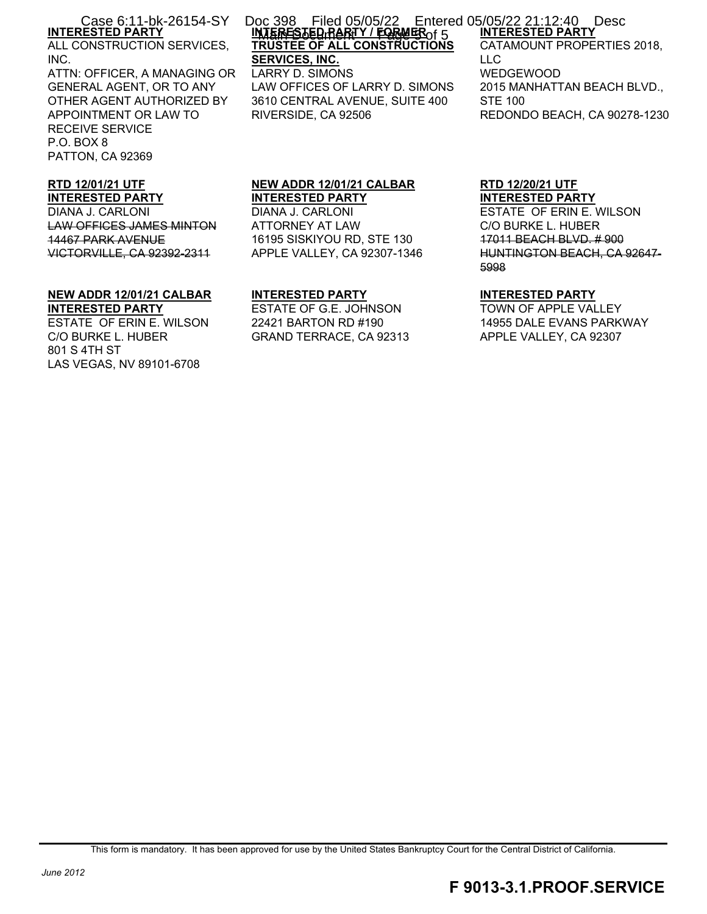**INTERESTED PARTY**
ALL CONSTRUCTION SERVICES, INC.
ATTN: OFFICER, A MANAGING OR GENERAL AGENT, OR TO ANY OTHER AGENT AUTHORIZED BY APPOINTMENT OR LAW TO RECEIVE SERVICE
P.O. BOX 8
PATTON, CA 92369

**INTERESTED PARTY / FORMER TRUSTEE OF ALL CONSTRUCTIONS SERVICES, INC.**
LARRY D. SIMONS
LAW OFFICES OF LARRY D. SIMONS
3610 CENTRAL AVENUE, SUITE 400
RIVERSIDE, CA 92506

**INTERESTED PARTY**
CATAMOUNT PROPERTIES 2018, LLC
WEDGEWOOD
2015 MANHATTAN BEACH BLVD., STE 100
REDONDO BEACH, CA 90278-1230

**RTD 12/01/21 UTF**
**INTERESTED PARTY**
DIANA J. CARLONI
~~LAW OFFICES JAMES MINTON~~
~~14467 PARK AVENUE~~
~~VICTORVILLE, CA 92392-2311~~

**NEW ADDR 12/01/21 CALBAR**
**INTERESTED PARTY**
DIANA J. CARLONI
ATTORNEY AT LAW
16195 SISKIYOU RD, STE 130
APPLE VALLEY, CA 92307-1346

**RTD 12/20/21 UTF**
**INTERESTED PARTY**
ESTATE OF ERIN E. WILSON
C/O BURKE L. HUBER
~~17011 BEACH BLVD. # 900~~
~~HUNTINGTON BEACH, CA 92647-5998~~

**NEW ADDR 12/01/21 CALBAR**
**INTERESTED PARTY**
ESTATE OF ERIN E. WILSON
C/O BURKE L. HUBER
801 S 4TH ST
LAS VEGAS, NV 89101-6708

**INTERESTED PARTY**
ESTATE OF G.E. JOHNSON
22421 BARTON RD #190
GRAND TERRACE, CA 92313

**INTERESTED PARTY**
TOWN OF APPLE VALLEY
14955 DALE EVANS PARKWAY
APPLE VALLEY, CA 92307